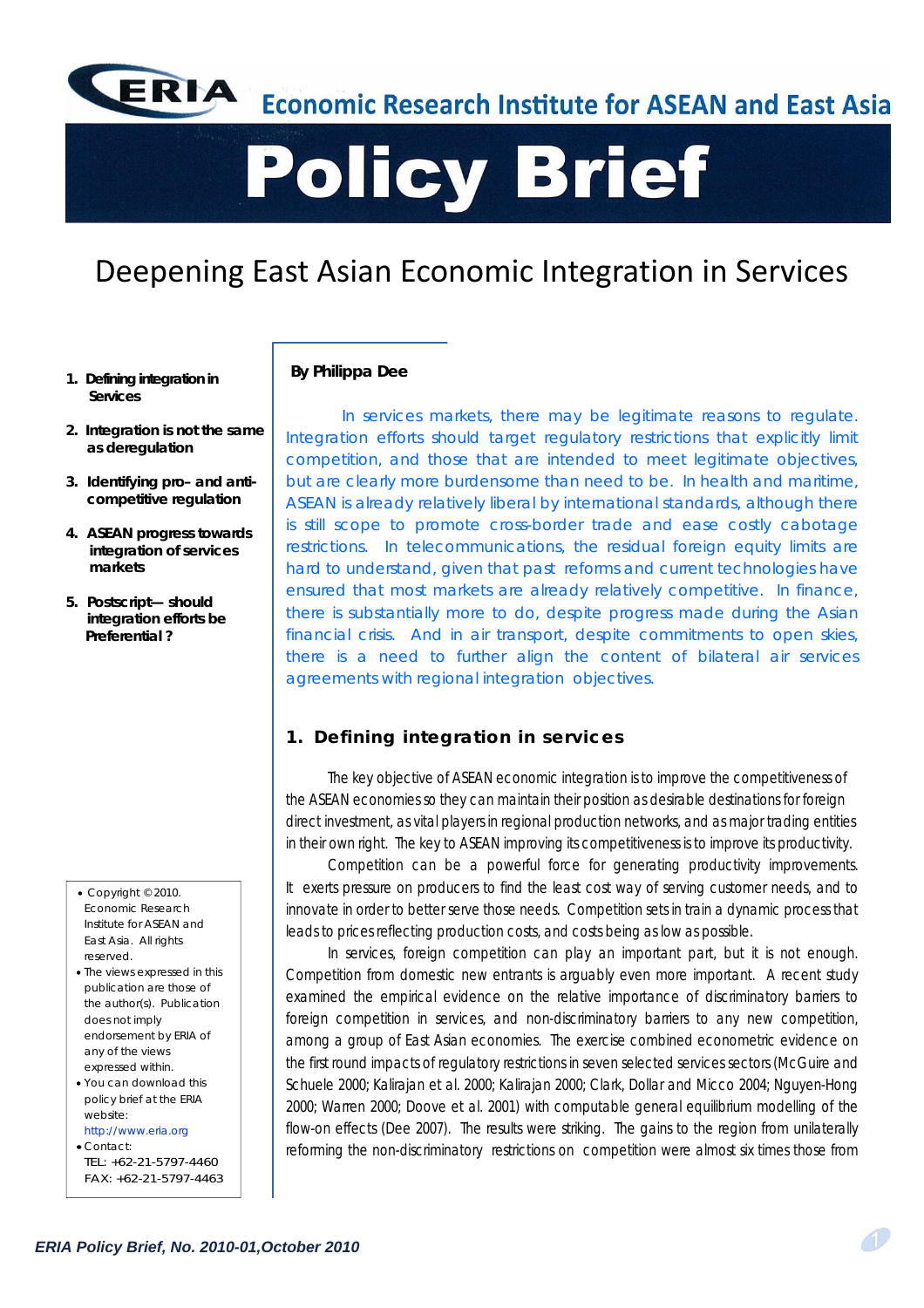ERIA Economic Research Institute for ASEAN and East Asia

# Policy Brief

## Deepening East Asian Economic Integration in Services

1. Defining integration in Services
2. Integration is not the same as deregulation
3. Identifying pro– and anti-competitive regulation
4. ASEAN progress towards integration of services markets
5. Postscript— should integration efforts be Preferential ?

- Copyright © 2010. Economic Research Institute for ASEAN and East Asia. All rights reserved.
- The views expressed in this publication are those of the author(s). Publication does not imply endorsement by ERIA of any of the views expressed within.
- You can download this policy brief at the ERIA website: http://www.eria.org
- Contact: TEL: +62-21-5797-4460 FAX: +62-21-5797-4463

**By Philippa Dee**

In services markets, there may be legitimate reasons to regulate. Integration efforts should target regulatory restrictions that explicitly limit competition, and those that are intended to meet legitimate objectives, but are clearly more burdensome than need to be. In health and maritime, ASEAN is already relatively liberal by international standards, although there is still scope to promote cross-border trade and ease costly cabotage restrictions. In telecommunications, the residual foreign equity limits are hard to understand, given that past reforms and current technologies have ensured that most markets are already relatively competitive. In finance, there is substantially more to do, despite progress made during the Asian financial crisis. And in air transport, despite commitments to open skies, there is a need to further align the content of bilateral air services agreements with regional integration objectives.

### 1. Defining integration in services

The key objective of ASEAN economic integration is to improve the competitiveness of the ASEAN economies so they can maintain their position as desirable destinations for foreign direct investment, as vital players in regional production networks, and as major trading entities in their own right. The key to ASEAN improving its competitiveness is to improve its productivity.

Competition can be a powerful force for generating productivity improvements. It exerts pressure on producers to find the least cost way of serving customer needs, and to innovate in order to better serve those needs. Competition sets in train a dynamic process that leads to prices reflecting production costs, and costs being as low as possible.

In services, foreign competition can play an important part, but it is not enough. Competition from domestic new entrants is arguably even more important. A recent study examined the empirical evidence on the relative importance of discriminatory barriers to foreign competition in services, and non-discriminatory barriers to any new competition, among a group of East Asian economies. The exercise combined econometric evidence on the first round impacts of regulatory restrictions in seven selected services sectors (McGuire and Schuele 2000; Kalirajan et al. 2000; Kalirajan 2000; Clark, Dollar and Micco 2004; Nguyen-Hong 2000; Warren 2000; Doove et al. 2001) with computable general equilibrium modelling of the flow-on effects (Dee 2007). The results were striking. The gains to the region from unilaterally reforming the non-discriminatory restrictions on competition were almost six times those from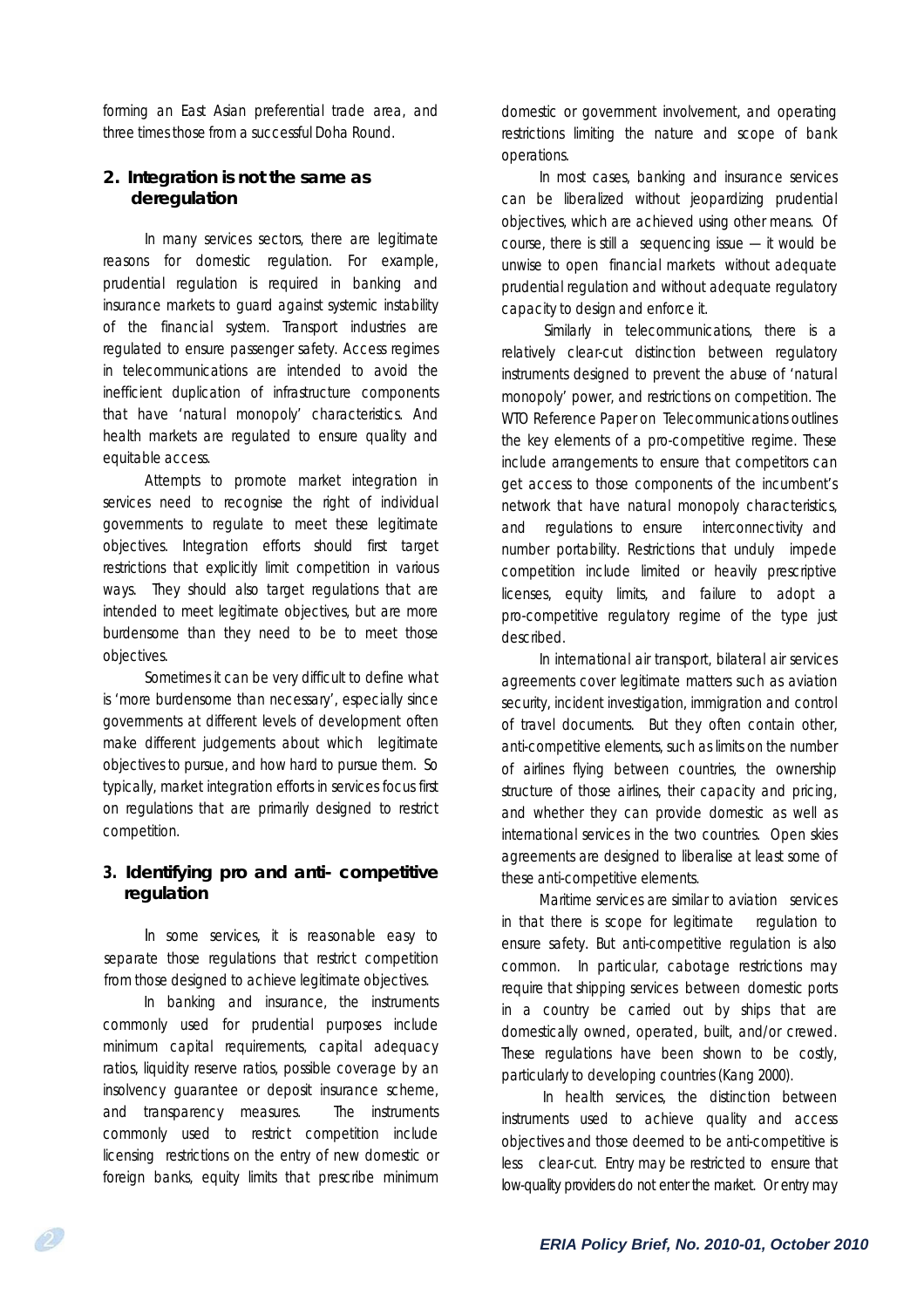forming an East Asian preferential trade area, and three times those from a successful Doha Round.

## 2. Integration is not the same as deregulation

In many services sectors, there are legitimate reasons for domestic regulation. For example, prudential regulation is required in banking and insurance markets to guard against systemic instability of the financial system. Transport industries are regulated to ensure passenger safety. Access regimes in telecommunications are intended to avoid the inefficient duplication of infrastructure components that have 'natural monopoly' characteristics. And health markets are regulated to ensure quality and equitable access.

Attempts to promote market integration in services need to recognise the right of individual governments to regulate to meet these legitimate objectives. Integration efforts should first target restrictions that explicitly limit competition in various ways. They should also target regulations that are intended to meet legitimate objectives, but are more burdensome than they need to be to meet those objectives.

Sometimes it can be very difficult to define what is 'more burdensome than necessary', especially since governments at different levels of development often make different judgements about which legitimate objectives to pursue, and how hard to pursue them. So typically, market integration efforts in services focus first on regulations that are primarily designed to restrict competition.

## 3. Identifying pro and anti- competitive regulation

In some services, it is reasonable easy to separate those regulations that restrict competition from those designed to achieve legitimate objectives.

In banking and insurance, the instruments commonly used for prudential purposes include minimum capital requirements, capital adequacy ratios, liquidity reserve ratios, possible coverage by an insolvency guarantee or deposit insurance scheme, and transparency measures. The instruments commonly used to restrict competition include licensing restrictions on the entry of new domestic or foreign banks, equity limits that prescribe minimum domestic or government involvement, and operating restrictions limiting the nature and scope of bank operations.

In most cases, banking and insurance services can be liberalized without jeopardizing prudential objectives, which are achieved using other means. Of course, there is still a sequencing issue — it would be unwise to open financial markets without adequate prudential regulation and without adequate regulatory capacity to design and enforce it.

Similarly in telecommunications, there is a relatively clear-cut distinction between regulatory instruments designed to prevent the abuse of 'natural monopoly' power, and restrictions on competition. The WTO Reference Paper on Telecommunications outlines the key elements of a pro-competitive regime. These include arrangements to ensure that competitors can get access to those components of the incumbent's network that have natural monopoly characteristics, and regulations to ensure interconnectivity and number portability. Restrictions that unduly impede competition include limited or heavily prescriptive licenses, equity limits, and failure to adopt a pro-competitive regulatory regime of the type just described.

In international air transport, bilateral air services agreements cover legitimate matters such as aviation security, incident investigation, immigration and control of travel documents. But they often contain other, anti-competitive elements, such as limits on the number of airlines flying between countries, the ownership structure of those airlines, their capacity and pricing, and whether they can provide domestic as well as international services in the two countries. Open skies agreements are designed to liberalise at least some of these anti-competitive elements.

Maritime services are similar to aviation services in that there is scope for legitimate regulation to ensure safety. But anti-competitive regulation is also common. In particular, cabotage restrictions may require that shipping services between domestic ports in a country be carried out by ships that are domestically owned, operated, built, and/or crewed. These regulations have been shown to be costly, particularly to developing countries (Kang 2000).

In health services, the distinction between instruments used to achieve quality and access objectives and those deemed to be anti-competitive is less clear-cut. Entry may be restricted to ensure that low-quality providers do not enter the market. Or entry may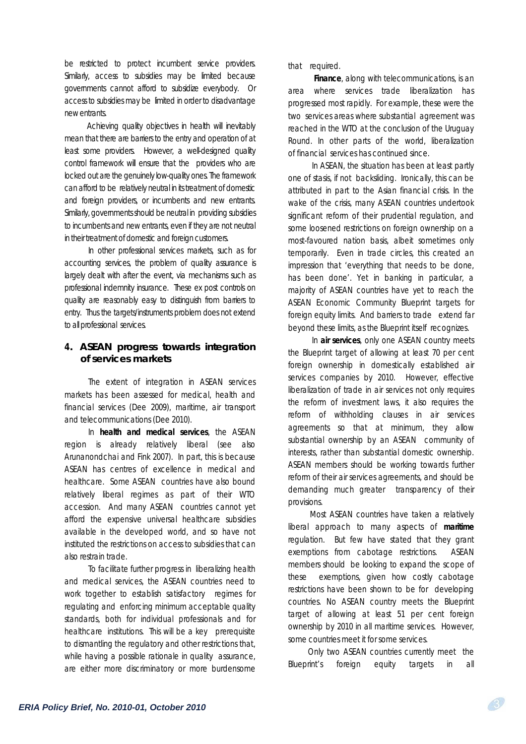be restricted to protect incumbent service providers. Similarly, access to subsidies may be limited because governments cannot afford to subsidize everybody. Or access to subsidies may be limited in order to disadvantage new entrants.

Achieving quality objectives in health will inevitably mean that there are barriers to the entry and operation of at least some providers. However, a well-designed quality control framework will ensure that the providers who are locked out are the genuinely low-quality ones. The framework can afford to be relatively neutral in its treatment of domestic and foreign providers, or incumbents and new entrants. Similarly, governments should be neutral in providing subsidies to incumbents and new entrants, even if they are not neutral in their treatment of domestic and foreign customers.

In other professional services markets, such as for accounting services, the problem of quality assurance is largely dealt with after the event, via mechanisms such as professional indemnity insurance. These ex post controls on quality are reasonably easy to distinguish from barriers to entry. Thus the targets/instruments problem does not extend to all professional services.

## 4. ASEAN progress towards integration of services markets

The extent of integration in ASEAN services markets has been assessed for medical, health and financial services (Dee 2009), maritime, air transport and telecommunications (Dee 2010).

In **health and medical services**, the ASEAN region is already relatively liberal (see also Arunanondchai and Fink 2007). In part, this is because ASEAN has centres of excellence in medical and healthcare. Some ASEAN countries have also bound relatively liberal regimes as part of their WTO accession. And many ASEAN countries cannot yet afford the expensive universal healthcare subsidies available in the developed world, and so have not instituted the restrictions on access to subsidies that can also restrain trade.

To facilitate further progress in liberalizing health and medical services, the ASEAN countries need to work together to establish satisfactory regimes for regulating and enforcing minimum acceptable quality standards, both for individual professionals and for healthcare institutions. This will be a key prerequisite to dismantling the regulatory and other restrictions that, while having a possible rationale in quality assurance, are either more discriminatory or more burdensome that required.

**Finance**, along with telecommunications, is an area where services trade liberalization has progressed most rapidly. For example, these were the two services areas where substantial agreement was reached in the WTO at the conclusion of the Uruguay Round. In other parts of the world, liberalization of financial services has continued since.

In ASEAN, the situation has been at least partly one of stasis, if not backsliding. Ironically, this can be attributed in part to the Asian financial crisis. In the wake of the crisis, many ASEAN countries undertook significant reform of their prudential regulation, and some loosened restrictions on foreign ownership on a most-favoured nation basis, albeit sometimes only temporarily. Even in trade circles, this created an impression that 'everything that needs to be done, has been done'. Yet in banking in particular, a majority of ASEAN countries have yet to reach the ASEAN Economic Community Blueprint targets for foreign equity limits. And barriers to trade extend far beyond these limits, as the Blueprint itself recognizes.

In **air services**, only one ASEAN country meets the Blueprint target of allowing at least 70 per cent foreign ownership in domestically established air services companies by 2010. However, effective liberalization of trade in air services not only requires the reform of investment laws, it also requires the reform of withholding clauses in air services agreements so that at minimum, they allow substantial ownership by an ASEAN community of interests, rather than substantial domestic ownership. ASEAN members should be working towards further reform of their air services agreements, and should be demanding much greater transparency of their provisions.

Most ASEAN countries have taken a relatively liberal approach to many aspects of **maritime** regulation. But few have stated that they grant exemptions from cabotage restrictions. ASEAN members should be looking to expand the scope of these exemptions, given how costly cabotage restrictions have been shown to be for developing countries. No ASEAN country meets the Blueprint target of allowing at least 51 per cent foreign ownership by 2010 in all maritime services. However, some countries meet it for some services.

Only two ASEAN countries currently meet the Blueprint's foreign equity targets in all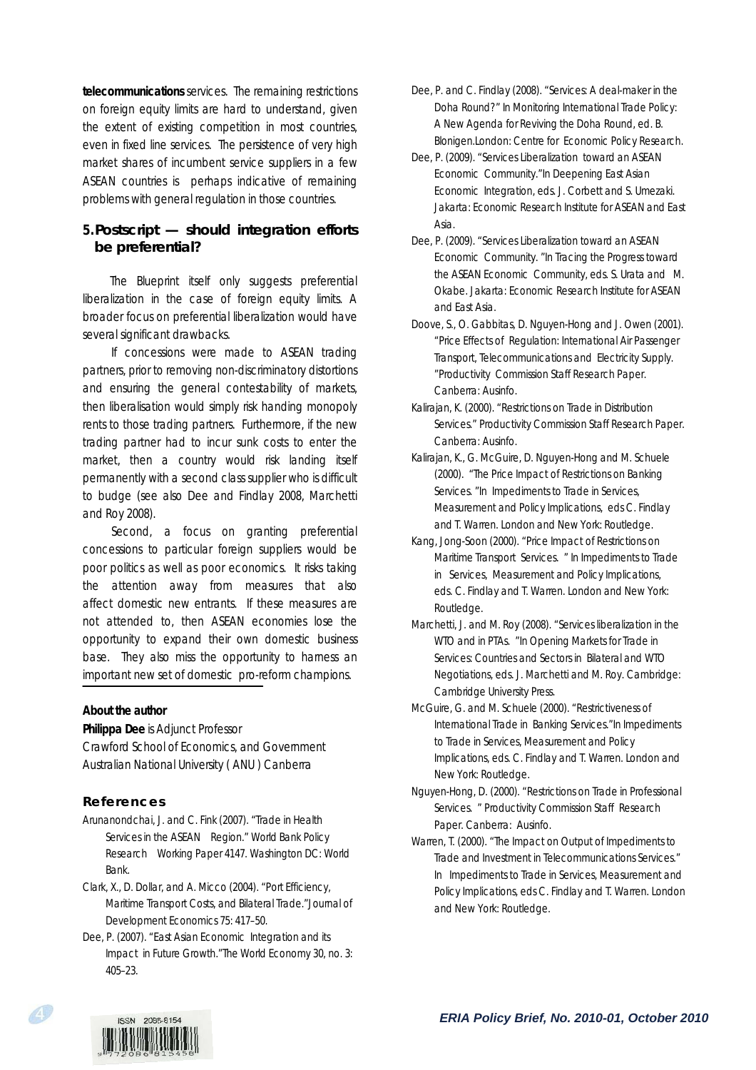**telecommunications** services. The remaining restrictions on foreign equity limits are hard to understand, given the extent of existing competition in most countries, even in fixed line services. The persistence of very high market shares of incumbent service suppliers in a few ASEAN countries is perhaps indicative of remaining problems with general regulation in those countries.

## 5. Postscript — should integration efforts be preferential?

The Blueprint itself only suggests preferential liberalization in the case of foreign equity limits. A broader focus on preferential liberalization would have several significant drawbacks.

If concessions were made to ASEAN trading partners, prior to removing non-discriminatory distortions and ensuring the general contestability of markets, then liberalisation would simply risk handing monopoly rents to those trading partners. Furthermore, if the new trading partner had to incur sunk costs to enter the market, then a country would risk landing itself permanently with a second class supplier who is difficult to budge (see also Dee and Findlay 2008, Marchetti and Roy 2008).

Second, a focus on granting preferential concessions to particular foreign suppliers would be poor politics as well as poor economics. It risks taking the attention away from measures that also affect domestic new entrants. If these measures are not attended to, then ASEAN economies lose the opportunity to expand their own domestic business base. They also miss the opportunity to harness an important new set of domestic pro-reform champions.

**About the author**

**Philippa Dee** is Adjunct Professor
Crawford School of Economics, and Government
Australian National University ( ANU) Canberra

## References

Arunanondchai, J. and C. Fink (2007). "Trade in Health Services in the ASEAN Region." World Bank Policy Research Working Paper 4147. Washington DC: World Bank.

Clark, X., D. Dollar, and A. Micco (2004). "Port Efficiency, Maritime Transport Costs, and Bilateral Trade."Journal of Development Economics 75: 417–50.

Dee, P. (2007). "East Asian Economic Integration and its Impact in Future Growth."The World Economy 30, no. 3: 405–23.

Dee, P. and C. Findlay (2008). "Services: A deal-maker in the Doha Round?" In Monitoring International Trade Policy: A New Agenda for Reviving the Doha Round, ed. B. Blonigen.London: Centre for Economic Policy Research.

Dee, P. (2009). "Services Liberalization toward an ASEAN Economic Community."In Deepening East Asian Economic Integration, eds. J. Corbett and S. Umezaki. Jakarta: Economic Research Institute for ASEAN and East Asia.

Dee, P. (2009). "Services Liberalization toward an ASEAN Economic Community. "In Tracing the Progress toward the ASEAN Economic Community, eds. S. Urata and M. Okabe. Jakarta: Economic Research Institute for ASEAN and East Asia.

Doove, S., O. Gabbitas, D. Nguyen-Hong and J. Owen (2001). "Price Effects of Regulation: International Air Passenger Transport, Telecommunications and Electricity Supply. "Productivity Commission Staff Research Paper. Canberra: Ausinfo.

Kalirajan, K. (2000). "Restrictions on Trade in Distribution Services." Productivity Commission Staff Research Paper. Canberra: Ausinfo.

Kalirajan, K., G. McGuire, D. Nguyen-Hong and M. Schuele (2000). "The Price Impact of Restrictions on Banking Services. "In Impediments to Trade in Services, Measurement and Policy Implications, eds C. Findlay and T. Warren. London and New York: Routledge.

Kang, Jong-Soon (2000). "Price Impact of Restrictions on Maritime Transport Services. " In Impediments to Trade in Services, Measurement and Policy Implications, eds. C. Findlay and T. Warren. London and New York: Routledge.

Marchetti, J. and M. Roy (2008). "Services liberalization in the WTO and in PTAs. "In Opening Markets for Trade in Services: Countries and Sectors in Bilateral and WTO Negotiations, eds. J. Marchetti and M. Roy. Cambridge: Cambridge University Press.

McGuire, G. and M. Schuele (2000). "Restrictiveness of International Trade in Banking Services."In Impediments to Trade in Services, Measurement and Policy Implications, eds. C. Findlay and T. Warren. London and New York: Routledge.

Nguyen-Hong, D. (2000). "Restrictions on Trade in Professional Services. " Productivity Commission Staff Research Paper. Canberra: Ausinfo.

Warren, T. (2000). "The Impact on Output of Impediments to Trade and Investment in Telecommunications Services." In Impediments to Trade in Services, Measurement and Policy Implications, eds C. Findlay and T. Warren. London and New York: Routledge.

ISSN 2086-8154